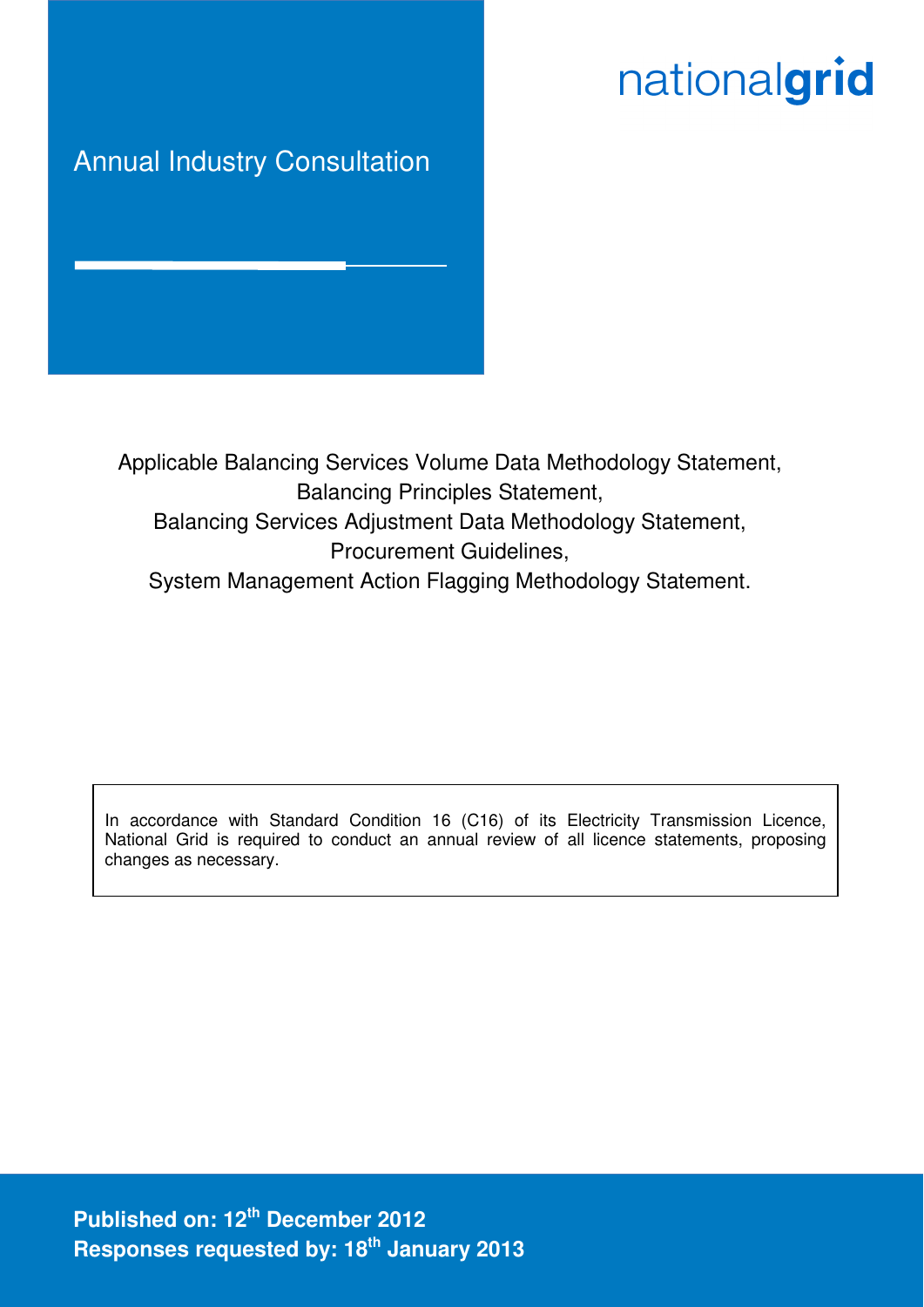nationalgrid

# Annual Industry Consultation

Applicable Balancing Services Volume Data Methodology Statement,
Balancing Principles Statement,
Balancing Services Adjustment Data Methodology Statement,
Procurement Guidelines,
System Management Action Flagging Methodology Statement.

In accordance with Standard Condition 16 (C16) of its Electricity Transmission Licence, National Grid is required to conduct an annual review of all licence statements, proposing changes as necessary.

**Published on: 12th December 2012**
**Responses requested by: 18th January 2013**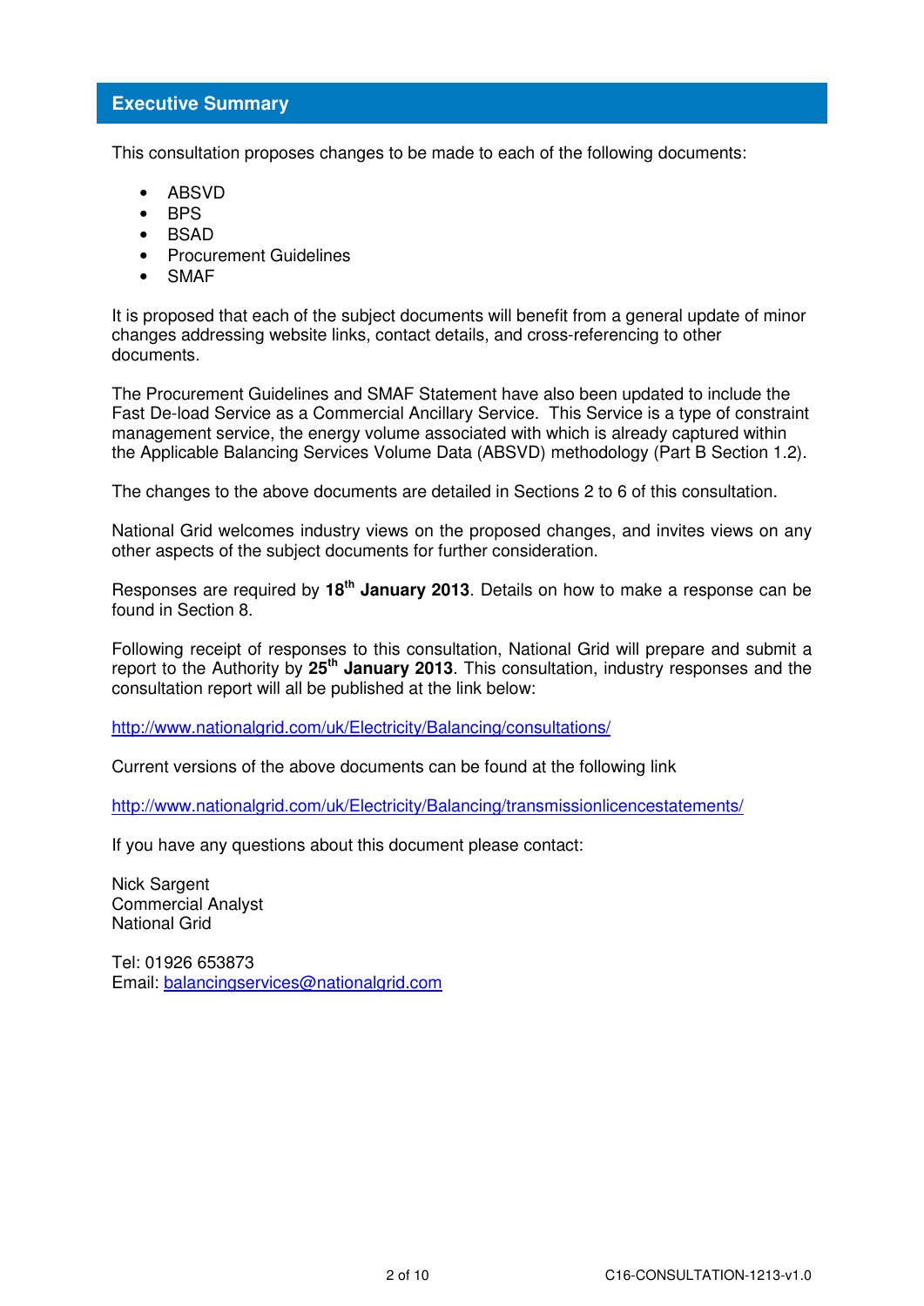## Executive Summary

This consultation proposes changes to be made to each of the following documents:

- ABSVD
- BPS
- BSAD
- Procurement Guidelines
- SMAF

It is proposed that each of the subject documents will benefit from a general update of minor changes addressing website links, contact details, and cross-referencing to other documents.

The Procurement Guidelines and SMAF Statement have also been updated to include the Fast De-load Service as a Commercial Ancillary Service. This Service is a type of constraint management service, the energy volume associated with which is already captured within the Applicable Balancing Services Volume Data (ABSVD) methodology (Part B Section 1.2).

The changes to the above documents are detailed in Sections 2 to 6 of this consultation.

National Grid welcomes industry views on the proposed changes, and invites views on any other aspects of the subject documents for further consideration.

Responses are required by **18th January 2013**. Details on how to make a response can be found in Section 8.

Following receipt of responses to this consultation, National Grid will prepare and submit a report to the Authority by **25th January 2013**. This consultation, industry responses and the consultation report will all be published at the link below:

http://www.nationalgrid.com/uk/Electricity/Balancing/consultations/

Current versions of the above documents can be found at the following link

http://www.nationalgrid.com/uk/Electricity/Balancing/transmissionlicencestatements/

If you have any questions about this document please contact:

Nick Sargent
Commercial Analyst
National Grid

Tel: 01926 653873
Email: balancingservices@nationalgrid.com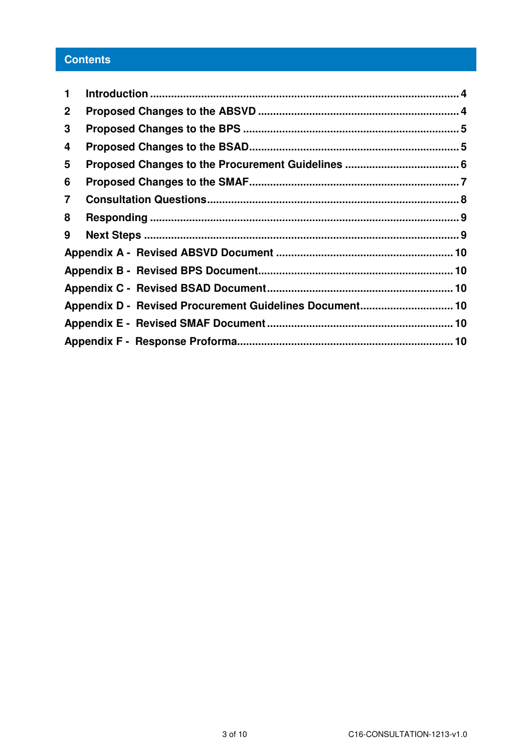## Contents

| | | |
|---|---|---|
| 1 | Introduction | 4 |
| 2 | Proposed Changes to the ABSVD | 4 |
| 3 | Proposed Changes to the BPS | 5 |
| 4 | Proposed Changes to the BSAD | 5 |
| 5 | Proposed Changes to the Procurement Guidelines | 6 |
| 6 | Proposed Changes to the SMAF | 7 |
| 7 | Consultation Questions | 8 |
| 8 | Responding | 9 |
| 9 | Next Steps | 9 |
| Appendix A - | Revised ABSVD Document | 10 |
| Appendix B - | Revised BPS Document | 10 |
| Appendix C - | Revised BSAD Document | 10 |
| Appendix D - | Revised Procurement Guidelines Document | 10 |
| Appendix E - | Revised SMAF Document | 10 |
| Appendix F - | Response Proforma | 10 |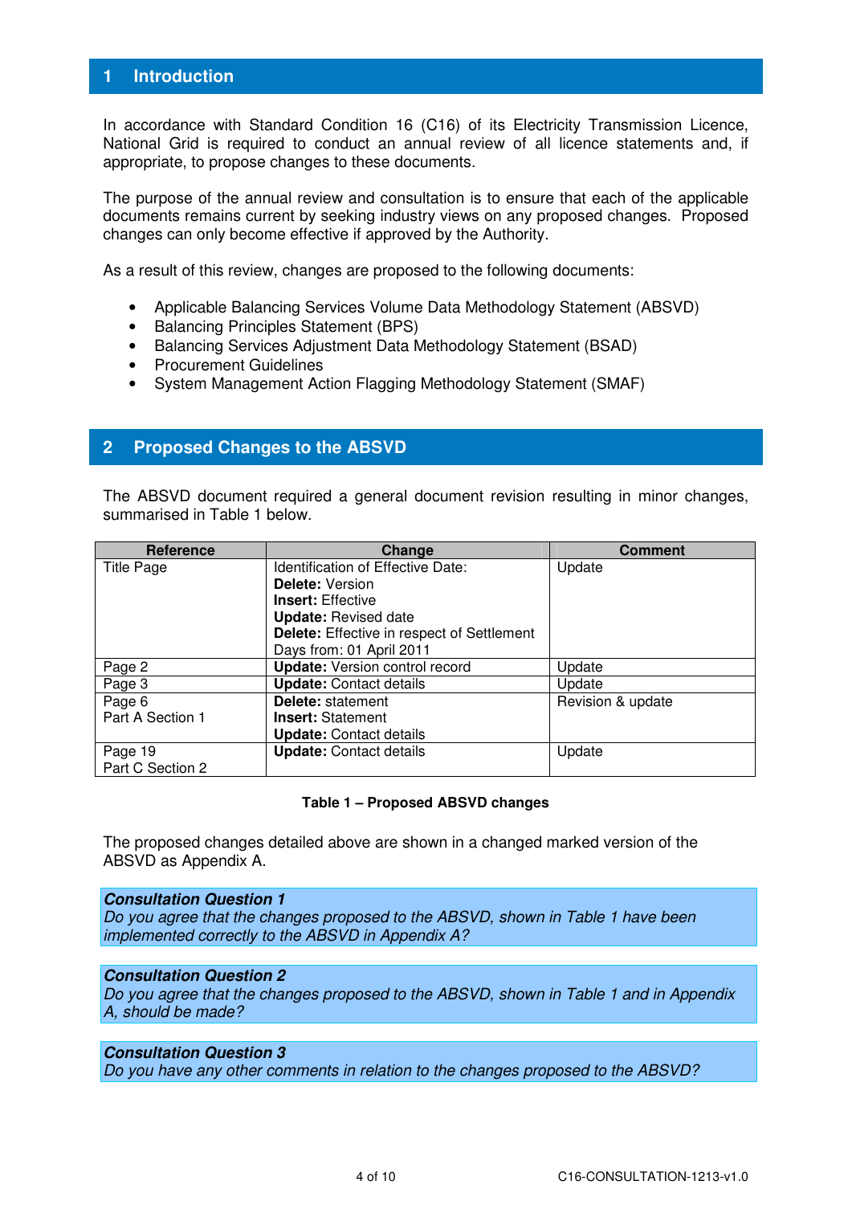## 1 Introduction

In accordance with Standard Condition 16 (C16) of its Electricity Transmission Licence, National Grid is required to conduct an annual review of all licence statements and, if appropriate, to propose changes to these documents.

The purpose of the annual review and consultation is to ensure that each of the applicable documents remains current by seeking industry views on any proposed changes. Proposed changes can only become effective if approved by the Authority.

As a result of this review, changes are proposed to the following documents:

- Applicable Balancing Services Volume Data Methodology Statement (ABSVD)
- Balancing Principles Statement (BPS)
- Balancing Services Adjustment Data Methodology Statement (BSAD)
- Procurement Guidelines
- System Management Action Flagging Methodology Statement (SMAF)

## 2 Proposed Changes to the ABSVD

The ABSVD document required a general document revision resulting in minor changes, summarised in Table 1 below.

| Reference | Change | Comment |
|---|---|---|
| Title Page | Identification of Effective Date:<br>**Delete:** Version<br>**Insert:** Effective<br>**Update:** Revised date<br>**Delete:** Effective in respect of Settlement Days from: 01 April 2011 | Update |
| Page 2 | **Update:** Version control record | Update |
| Page 3 | **Update:** Contact details | Update |
| Page 6<br>Part A Section 1 | **Delete:** statement<br>**Insert:** Statement<br>**Update:** Contact details | Revision & update |
| Page 19<br>Part C Section 2 | **Update:** Contact details | Update |

**Table 1 – Proposed ABSVD changes**

The proposed changes detailed above are shown in a changed marked version of the ABSVD as Appendix A.

***Consultation Question 1***
*Do you agree that the changes proposed to the ABSVD, shown in Table 1 have been implemented correctly to the ABSVD in Appendix A?*

***Consultation Question 2***
*Do you agree that the changes proposed to the ABSVD, shown in Table 1 and in Appendix A, should be made?*

***Consultation Question 3***
*Do you have any other comments in relation to the changes proposed to the ABSVD?*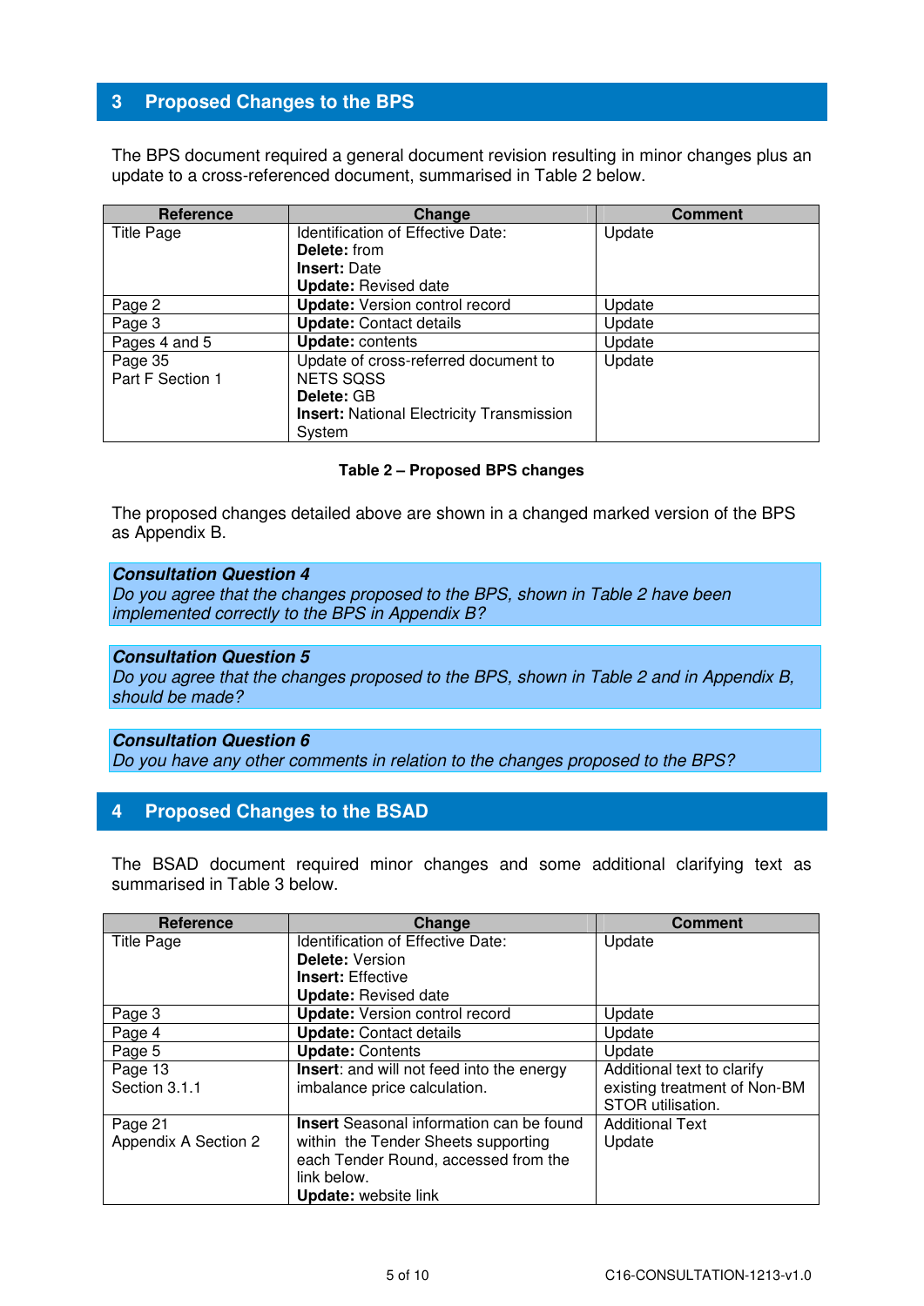## 3 Proposed Changes to the BPS

The BPS document required a general document revision resulting in minor changes plus an update to a cross-referenced document, summarised in Table 2 below.

| Reference | Change | Comment |
|---|---|---|
| Title Page | Identification of Effective Date:<br>**Delete:** from<br>**Insert:** Date<br>**Update:** Revised date | Update |
| Page 2 | **Update:** Version control record | Update |
| Page 3 | **Update:** Contact details | Update |
| Pages 4 and 5 | **Update:** contents | Update |
| Page 35<br>Part F Section 1 | Update of cross-referred document to NETS SQSS<br>**Delete:** GB<br>**Insert:** National Electricity Transmission System | Update |

**Table 2 – Proposed BPS changes**

The proposed changes detailed above are shown in a changed marked version of the BPS as Appendix B.

> ***Consultation Question 4***
> *Do you agree that the changes proposed to the BPS, shown in Table 2 have been implemented correctly to the BPS in Appendix B?*

> ***Consultation Question 5***
> *Do you agree that the changes proposed to the BPS, shown in Table 2 and in Appendix B, should be made?*

> ***Consultation Question 6***
> *Do you have any other comments in relation to the changes proposed to the BPS?*

## 4 Proposed Changes to the BSAD

The BSAD document required minor changes and some additional clarifying text as summarised in Table 3 below.

| Reference | Change | Comment |
|---|---|---|
| Title Page | Identification of Effective Date:<br>**Delete:** Version<br>**Insert:** Effective<br>**Update:** Revised date | Update |
| Page 3 | **Update:** Version control record | Update |
| Page 4 | **Update:** Contact details | Update |
| Page 5 | **Update:** Contents | Update |
| Page 13<br>Section 3.1.1 | **Insert**: and will not feed into the energy imbalance price calculation. | Additional text to clarify existing treatment of Non-BM STOR utilisation. |
| Page 21<br>Appendix A Section 2 | **Insert** Seasonal information can be found within the Tender Sheets supporting each Tender Round, accessed from the link below.<br>**Update:** website link | Additional Text<br>Update |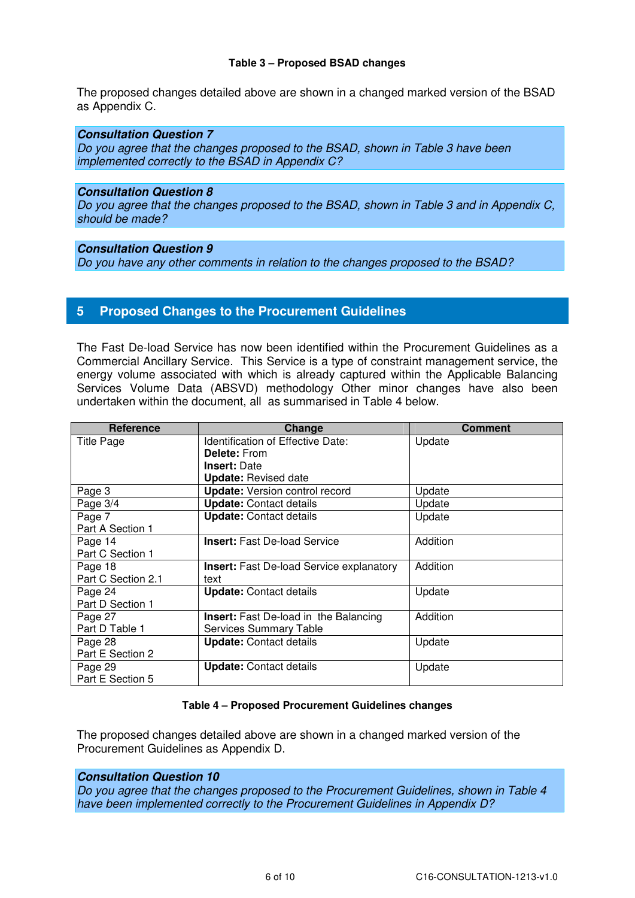**Table 3 – Proposed BSAD changes**

The proposed changes detailed above are shown in a changed marked version of the BSAD as Appendix C.

> ***Consultation Question 7***
> *Do you agree that the changes proposed to the BSAD, shown in Table 3 have been implemented correctly to the BSAD in Appendix C?*

> ***Consultation Question 8***
> *Do you agree that the changes proposed to the BSAD, shown in Table 3 and in Appendix C, should be made?*

> ***Consultation Question 9***
> *Do you have any other comments in relation to the changes proposed to the BSAD?*

## 5 Proposed Changes to the Procurement Guidelines

The Fast De-load Service has now been identified within the Procurement Guidelines as a Commercial Ancillary Service. This Service is a type of constraint management service, the energy volume associated with which is already captured within the Applicable Balancing Services Volume Data (ABSVD) methodology Other minor changes have also been undertaken within the document, all as summarised in Table 4 below.

| Reference | Change | Comment |
|---|---|---|
| Title Page | Identification of Effective Date:<br>**Delete:** From<br>**Insert:** Date<br>**Update:** Revised date | Update |
| Page 3 | **Update:** Version control record | Update |
| Page 3/4 | **Update:** Contact details | Update |
| Page 7<br>Part A Section 1 | **Update:** Contact details | Update |
| Page 14<br>Part C Section 1 | **Insert:** Fast De-load Service | Addition |
| Page 18<br>Part C Section 2.1 | **Insert:** Fast De-load Service explanatory text | Addition |
| Page 24<br>Part D Section 1 | **Update:** Contact details | Update |
| Page 27<br>Part D Table 1 | **Insert:** Fast De-load in the Balancing Services Summary Table | Addition |
| Page 28<br>Part E Section 2 | **Update:** Contact details | Update |
| Page 29<br>Part E Section 5 | **Update:** Contact details | Update |

**Table 4 – Proposed Procurement Guidelines changes**

The proposed changes detailed above are shown in a changed marked version of the Procurement Guidelines as Appendix D.

> ***Consultation Question 10***
> *Do you agree that the changes proposed to the Procurement Guidelines, shown in Table 4 have been implemented correctly to the Procurement Guidelines in Appendix D?*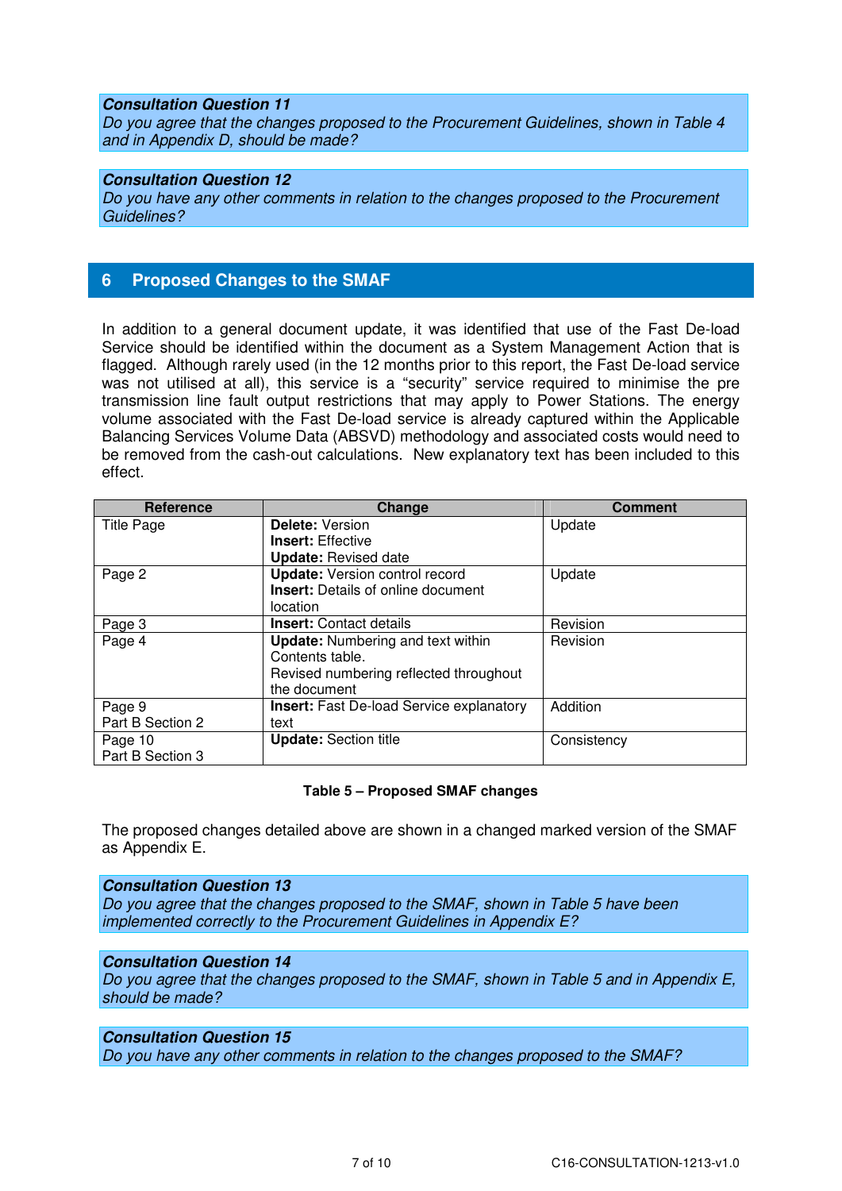**_Consultation Question 11_**
_Do you agree that the changes proposed to the Procurement Guidelines, shown in Table 4 and in Appendix D, should be made?_

**_Consultation Question 12_**
_Do you have any other comments in relation to the changes proposed to the Procurement Guidelines?_

## 6 Proposed Changes to the SMAF

In addition to a general document update, it was identified that use of the Fast De-load Service should be identified within the document as a System Management Action that is flagged. Although rarely used (in the 12 months prior to this report, the Fast De-load service was not utilised at all), this service is a "security" service required to minimise the pre transmission line fault output restrictions that may apply to Power Stations. The energy volume associated with the Fast De-load service is already captured within the Applicable Balancing Services Volume Data (ABSVD) methodology and associated costs would need to be removed from the cash-out calculations. New explanatory text has been included to this effect.

| Reference | Change | Comment |
|---|---|---|
| Title Page | **Delete:** Version<br>**Insert:** Effective<br>**Update:** Revised date | Update |
| Page 2 | **Update:** Version control record<br>**Insert:** Details of online document location | Update |
| Page 3 | **Insert:** Contact details | Revision |
| Page 4 | **Update:** Numbering and text within Contents table.<br>Revised numbering reflected throughout the document | Revision |
| Page 9<br>Part B Section 2 | **Insert:** Fast De-load Service explanatory text | Addition |
| Page 10<br>Part B Section 3 | **Update:** Section title | Consistency |

**Table 5 – Proposed SMAF changes**

The proposed changes detailed above are shown in a changed marked version of the SMAF as Appendix E.

**_Consultation Question 13_**
_Do you agree that the changes proposed to the SMAF, shown in Table 5 have been implemented correctly to the Procurement Guidelines in Appendix E?_

**_Consultation Question 14_**
_Do you agree that the changes proposed to the SMAF, shown in Table 5 and in Appendix E, should be made?_

**_Consultation Question 15_**
_Do you have any other comments in relation to the changes proposed to the SMAF?_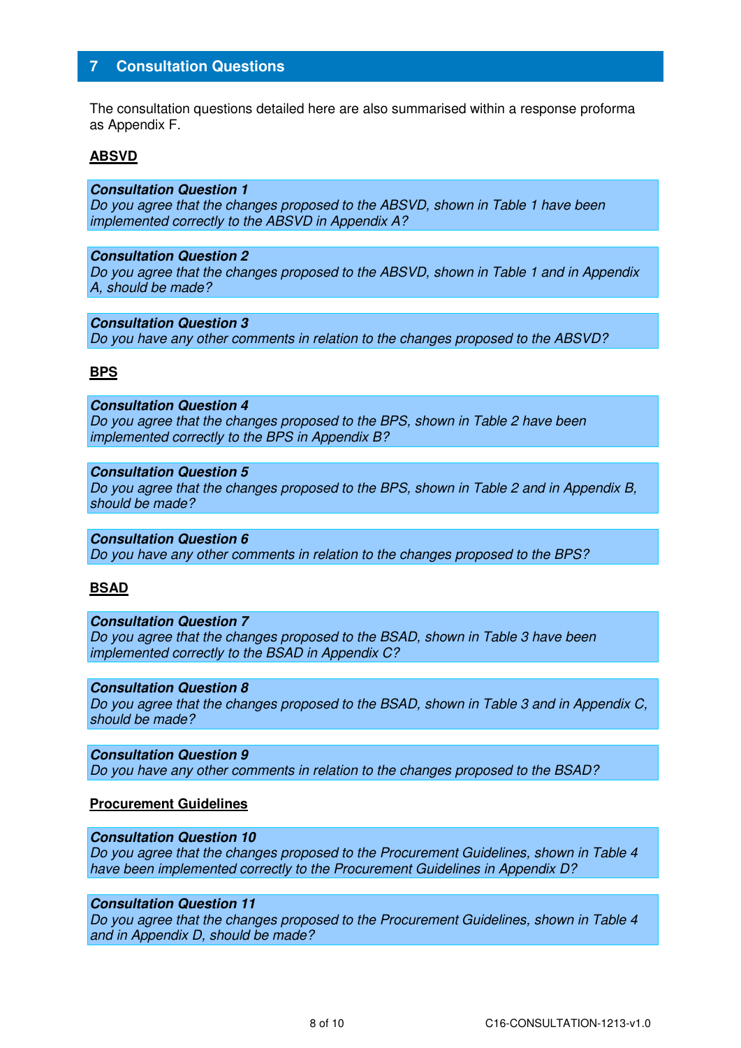## 7 Consultation Questions

The consultation questions detailed here are also summarised within a response proforma as Appendix F.

**ABSVD**

***Consultation Question 1***
*Do you agree that the changes proposed to the ABSVD, shown in Table 1 have been implemented correctly to the ABSVD in Appendix A?*

***Consultation Question 2***
*Do you agree that the changes proposed to the ABSVD, shown in Table 1 and in Appendix A, should be made?*

***Consultation Question 3***
*Do you have any other comments in relation to the changes proposed to the ABSVD?*

**BPS**

***Consultation Question 4***
*Do you agree that the changes proposed to the BPS, shown in Table 2 have been implemented correctly to the BPS in Appendix B?*

***Consultation Question 5***
*Do you agree that the changes proposed to the BPS, shown in Table 2 and in Appendix B, should be made?*

***Consultation Question 6***
*Do you have any other comments in relation to the changes proposed to the BPS?*

**BSAD**

***Consultation Question 7***
*Do you agree that the changes proposed to the BSAD, shown in Table 3 have been implemented correctly to the BSAD in Appendix C?*

***Consultation Question 8***
*Do you agree that the changes proposed to the BSAD, shown in Table 3 and in Appendix C, should be made?*

***Consultation Question 9***
*Do you have any other comments in relation to the changes proposed to the BSAD?*

**Procurement Guidelines**

***Consultation Question 10***
*Do you agree that the changes proposed to the Procurement Guidelines, shown in Table 4 have been implemented correctly to the Procurement Guidelines in Appendix D?*

***Consultation Question 11***
*Do you agree that the changes proposed to the Procurement Guidelines, shown in Table 4 and in Appendix D, should be made?*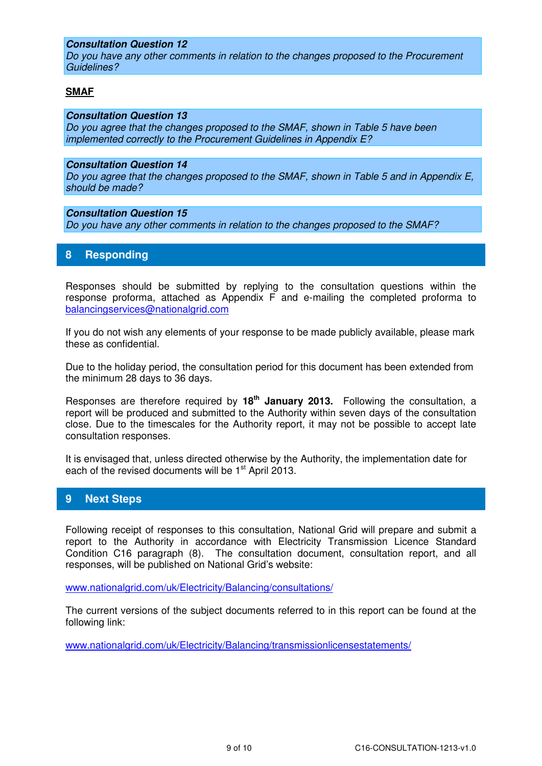**_Consultation Question 12_**
_Do you have any other comments in relation to the changes proposed to the Procurement Guidelines?_

**SMAF**

**_Consultation Question 13_**
_Do you agree that the changes proposed to the SMAF, shown in Table 5 have been implemented correctly to the Procurement Guidelines in Appendix E?_

**_Consultation Question 14_**
_Do you agree that the changes proposed to the SMAF, shown in Table 5 and in Appendix E, should be made?_

**_Consultation Question 15_**
_Do you have any other comments in relation to the changes proposed to the SMAF?_

## 8 Responding

Responses should be submitted by replying to the consultation questions within the response proforma, attached as Appendix F and e-mailing the completed proforma to balancingservices@nationalgrid.com

If you do not wish any elements of your response to be made publicly available, please mark these as confidential.

Due to the holiday period, the consultation period for this document has been extended from the minimum 28 days to 36 days.

Responses are therefore required by **18th January 2013.** Following the consultation, a report will be produced and submitted to the Authority within seven days of the consultation close. Due to the timescales for the Authority report, it may not be possible to accept late consultation responses.

It is envisaged that, unless directed otherwise by the Authority, the implementation date for each of the revised documents will be 1st April 2013.

## 9 Next Steps

Following receipt of responses to this consultation, National Grid will prepare and submit a report to the Authority in accordance with Electricity Transmission Licence Standard Condition C16 paragraph (8). The consultation document, consultation report, and all responses, will be published on National Grid's website:

www.nationalgrid.com/uk/Electricity/Balancing/consultations/

The current versions of the subject documents referred to in this report can be found at the following link:

www.nationalgrid.com/uk/Electricity/Balancing/transmissionlicensestatements/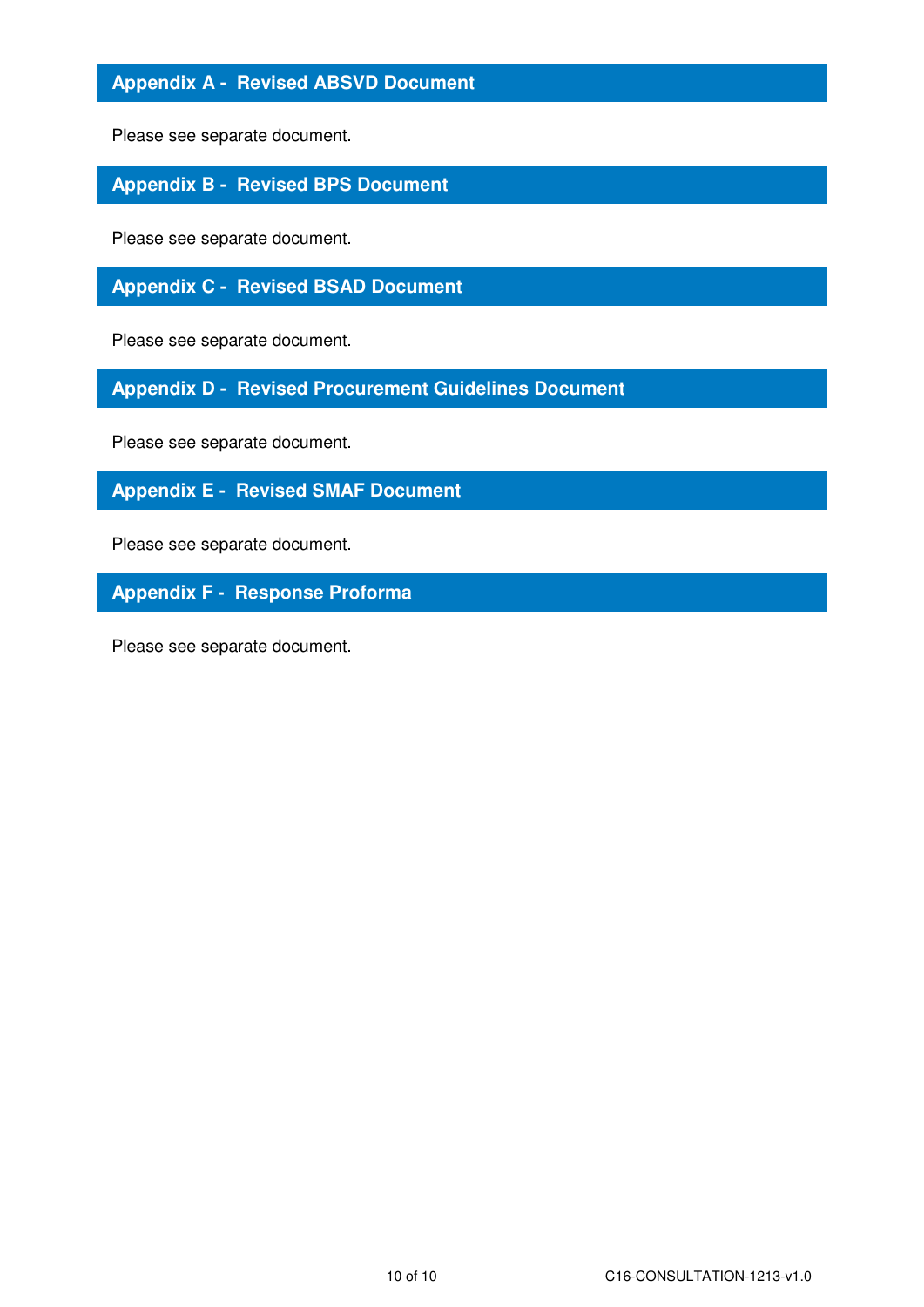## Appendix A - Revised ABSVD Document

Please see separate document.

## Appendix B - Revised BPS Document

Please see separate document.

## Appendix C - Revised BSAD Document

Please see separate document.

## Appendix D - Revised Procurement Guidelines Document

Please see separate document.

## Appendix E - Revised SMAF Document

Please see separate document.

## Appendix F - Response Proforma

Please see separate document.